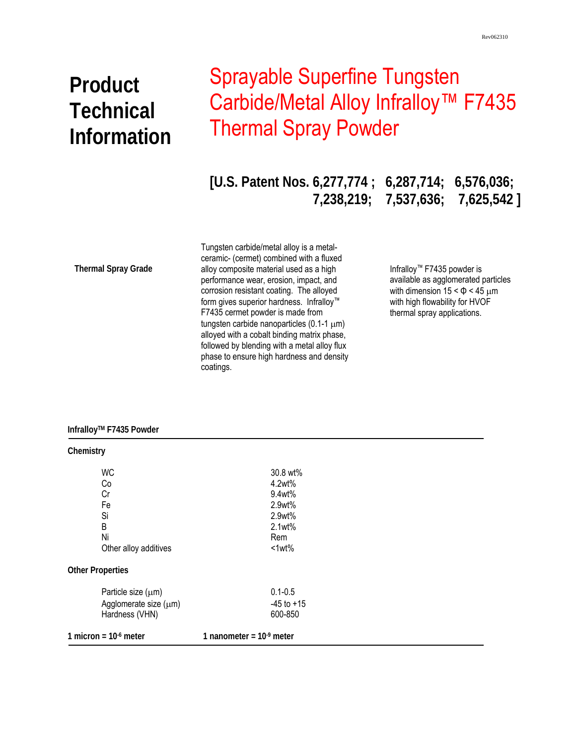# Product Technical Information

# Sprayable Superfine Tungsten Carbide/Metal Alloy Infralloy™ F7435 Thermal Spray Powder

**[U.S. Patent Nos. 6,277,774 ; 6,287,714; 6,576,036; 7,238,219; 7,537,636; 7,625,542 ]**

**Thermal Spray Grade**

Tungsten carbide/metal alloy is a metal-ceramic- (cermet) combined with a fluxed alloy composite material used as a high performance wear, erosion, impact, and corrosion resistant coating. The alloyed form gives superior hardness. Infralloy™ F7435 cermet powder is made from tungsten carbide nanoparticles (0.1-1 μm) alloyed with a cobalt binding matrix phase, followed by blending with a metal alloy flux phase to ensure high hardness and density coatings.

Infralloy™ F7435 powder is available as agglomerated particles with dimension 15 < Φ < 45 μm with high flowability for HVOF thermal spray applications.

**Infralloy™ F7435 Powder**

**Chemistry**

| | |
|---|---|
| WC | 30.8 wt% |
| Co | 4.2wt% |
| Cr | 9.4wt% |
| Fe | 2.9wt% |
| Si | 2.9wt% |
| B | 2.1wt% |
| Ni | Rem |
| Other alloy additives | <1wt% |

**Other Properties**

| | |
|---|---|
| Particle size (μm) | 0.1-0.5 |
| Agglomerate size (μm) | -45 to +15 |
| Hardness (VHN) | 600-850 |

**1 micron = $10^{-6}$ meter** **1 nanometer = $10^{-9}$ meter**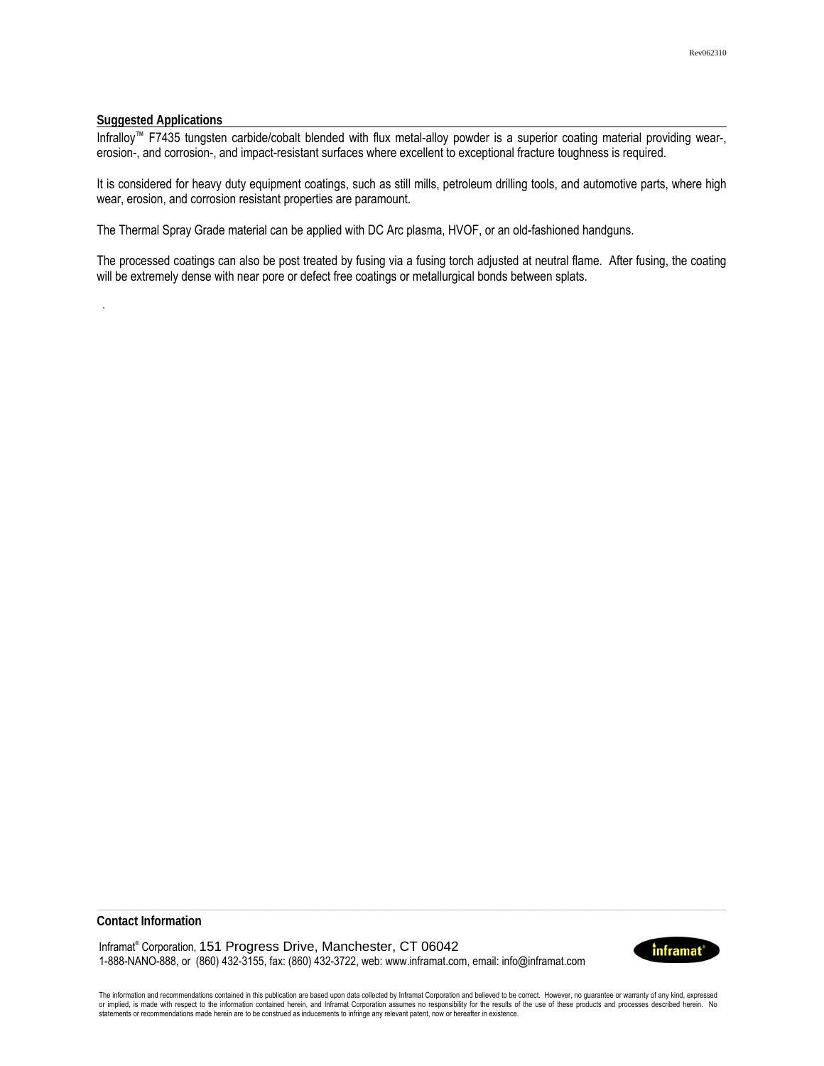## Suggested Applications

Infralloy™ F7435 tungsten carbide/cobalt blended with flux metal-alloy powder is a superior coating material providing wear-, erosion-, and corrosion-, and impact-resistant surfaces where excellent to exceptional fracture toughness is required.

It is considered for heavy duty equipment coatings, such as still mills, petroleum drilling tools, and automotive parts, where high wear, erosion, and corrosion resistant properties are paramount.

The Thermal Spray Grade material can be applied with DC Arc plasma, HVOF, or an old-fashioned handguns.

The processed coatings can also be post treated by fusing via a fusing torch adjusted at neutral flame. After fusing, the coating will be extremely dense with near pore or defect free coatings or metallurgical bonds between splats.

.

## Contact Information

Inframat® Corporation, 151 Progress Drive, Manchester, CT 06042
1-888-NANO-888, or (860) 432-3155, fax: (860) 432-3722, web: www.inframat.com, email: info@inframat.com

The information and recommendations contained in this publication are based upon data collected by Inframat Corporation and believed to be correct. However, no guarantee or warranty of any kind, expressed or implied, is made with respect to the information contained herein, and Inframat Corporation assumes no responsibility for the results of the use of these products and processes described herein. No statements or recommendations made herein are to be construed as inducements to infringe any relevant patent, now or hereafter in existence.